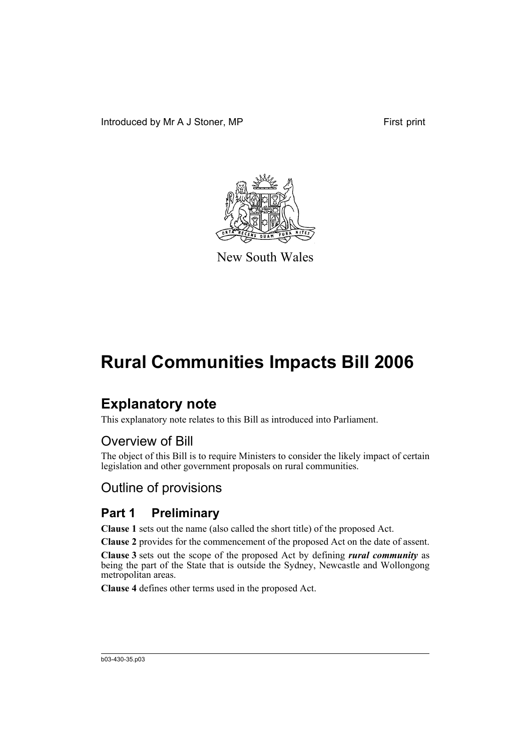Introduced by Mr A J Stoner, MP First print

New South Wales

# Rural Communities Impacts Bill 2006

## Explanatory note

This explanatory note relates to this Bill as introduced into Parliament.

### Overview of Bill

The object of this Bill is to require Ministers to consider the likely impact of certain legislation and other government proposals on rural communities.

### Outline of provisions

### Part 1 Preliminary

**Clause 1** sets out the name (also called the short title) of the proposed Act.

**Clause 2** provides for the commencement of the proposed Act on the date of assent.

**Clause 3** sets out the scope of the proposed Act by defining ***rural community*** as being the part of the State that is outside the Sydney, Newcastle and Wollongong metropolitan areas.

**Clause 4** defines other terms used in the proposed Act.

b03-430-35.p03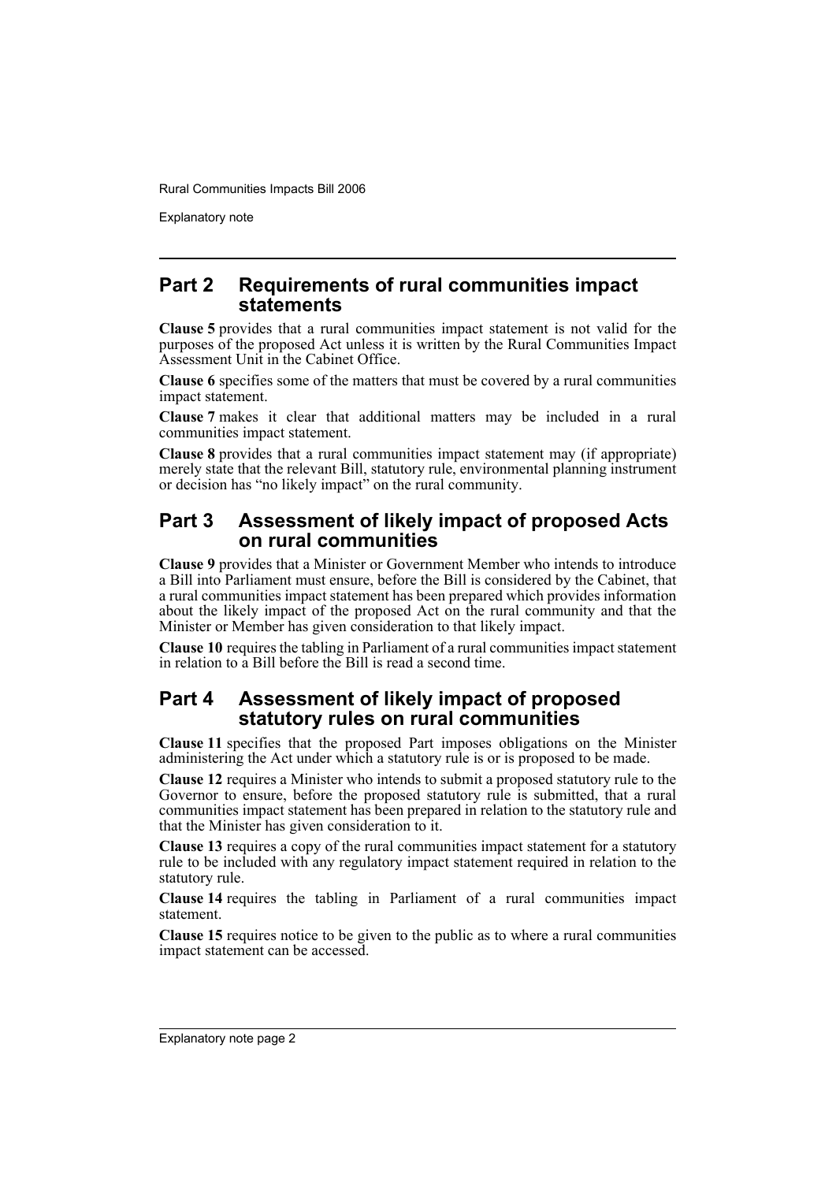## Part 2 Requirements of rural communities impact statements

**Clause 5** provides that a rural communities impact statement is not valid for the purposes of the proposed Act unless it is written by the Rural Communities Impact Assessment Unit in the Cabinet Office.

**Clause 6** specifies some of the matters that must be covered by a rural communities impact statement.

**Clause 7** makes it clear that additional matters may be included in a rural communities impact statement.

**Clause 8** provides that a rural communities impact statement may (if appropriate) merely state that the relevant Bill, statutory rule, environmental planning instrument or decision has "no likely impact" on the rural community.

## Part 3 Assessment of likely impact of proposed Acts on rural communities

**Clause 9** provides that a Minister or Government Member who intends to introduce a Bill into Parliament must ensure, before the Bill is considered by the Cabinet, that a rural communities impact statement has been prepared which provides information about the likely impact of the proposed Act on the rural community and that the Minister or Member has given consideration to that likely impact.

**Clause 10** requires the tabling in Parliament of a rural communities impact statement in relation to a Bill before the Bill is read a second time.

## Part 4 Assessment of likely impact of proposed statutory rules on rural communities

**Clause 11** specifies that the proposed Part imposes obligations on the Minister administering the Act under which a statutory rule is or is proposed to be made.

**Clause 12** requires a Minister who intends to submit a proposed statutory rule to the Governor to ensure, before the proposed statutory rule is submitted, that a rural communities impact statement has been prepared in relation to the statutory rule and that the Minister has given consideration to it.

**Clause 13** requires a copy of the rural communities impact statement for a statutory rule to be included with any regulatory impact statement required in relation to the statutory rule.

**Clause 14** requires the tabling in Parliament of a rural communities impact statement.

**Clause 15** requires notice to be given to the public as to where a rural communities impact statement can be accessed.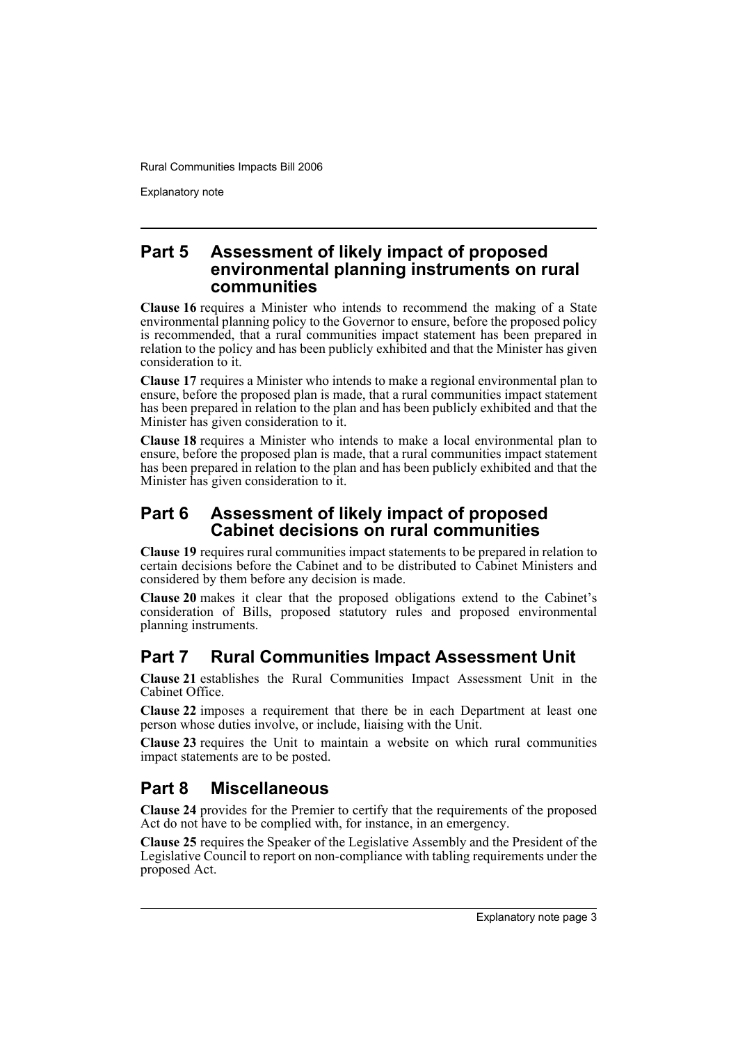## Part 5 Assessment of likely impact of proposed environmental planning instruments on rural communities

**Clause 16** requires a Minister who intends to recommend the making of a State environmental planning policy to the Governor to ensure, before the proposed policy is recommended, that a rural communities impact statement has been prepared in relation to the policy and has been publicly exhibited and that the Minister has given consideration to it.

**Clause 17** requires a Minister who intends to make a regional environmental plan to ensure, before the proposed plan is made, that a rural communities impact statement has been prepared in relation to the plan and has been publicly exhibited and that the Minister has given consideration to it.

**Clause 18** requires a Minister who intends to make a local environmental plan to ensure, before the proposed plan is made, that a rural communities impact statement has been prepared in relation to the plan and has been publicly exhibited and that the Minister has given consideration to it.

## Part 6 Assessment of likely impact of proposed Cabinet decisions on rural communities

**Clause 19** requires rural communities impact statements to be prepared in relation to certain decisions before the Cabinet and to be distributed to Cabinet Ministers and considered by them before any decision is made.

**Clause 20** makes it clear that the proposed obligations extend to the Cabinet's consideration of Bills, proposed statutory rules and proposed environmental planning instruments.

## Part 7 Rural Communities Impact Assessment Unit

**Clause 21** establishes the Rural Communities Impact Assessment Unit in the Cabinet Office.

**Clause 22** imposes a requirement that there be in each Department at least one person whose duties involve, or include, liaising with the Unit.

**Clause 23** requires the Unit to maintain a website on which rural communities impact statements are to be posted.

## Part 8 Miscellaneous

**Clause 24** provides for the Premier to certify that the requirements of the proposed Act do not have to be complied with, for instance, in an emergency.

**Clause 25** requires the Speaker of the Legislative Assembly and the President of the Legislative Council to report on non-compliance with tabling requirements under the proposed Act.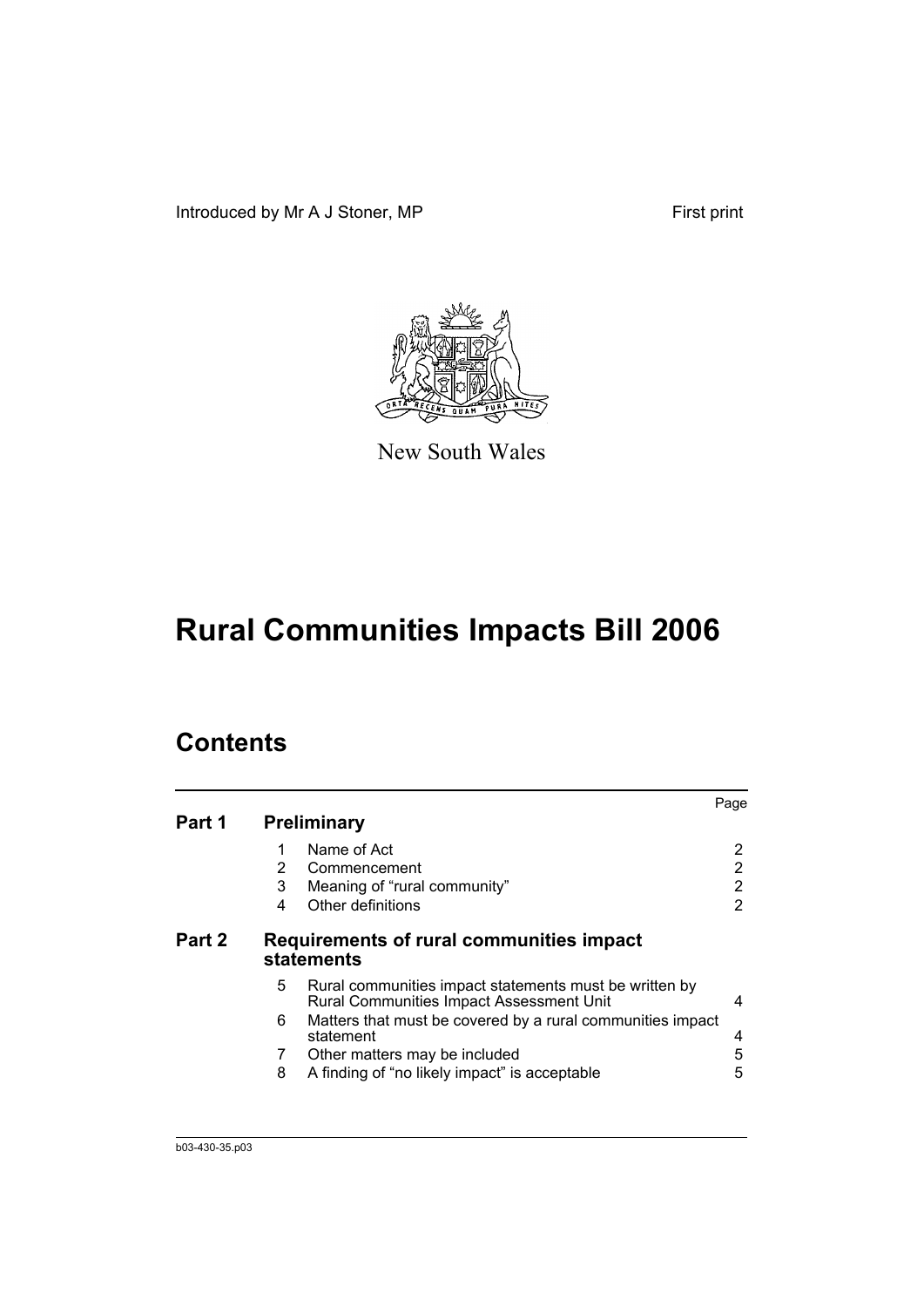Introduced by Mr A J Stoner, MP

First print

New South Wales

# Rural Communities Impacts Bill 2006

## Contents

| | | | Page |
|---|---|---|---|
| **Part 1** | **Preliminary** | | |
| | 1 | Name of Act | 2 |
| | 2 | Commencement | 2 |
| | 3 | Meaning of "rural community" | 2 |
| | 4 | Other definitions | 2 |
| **Part 2** | **Requirements of rural communities impact statements** | | |
| | 5 | Rural communities impact statements must be written by Rural Communities Impact Assessment Unit | 4 |
| | 6 | Matters that must be covered by a rural communities impact statement | 4 |
| | 7 | Other matters may be included | 5 |
| | 8 | A finding of "no likely impact" is acceptable | 5 |

b03-430-35.p03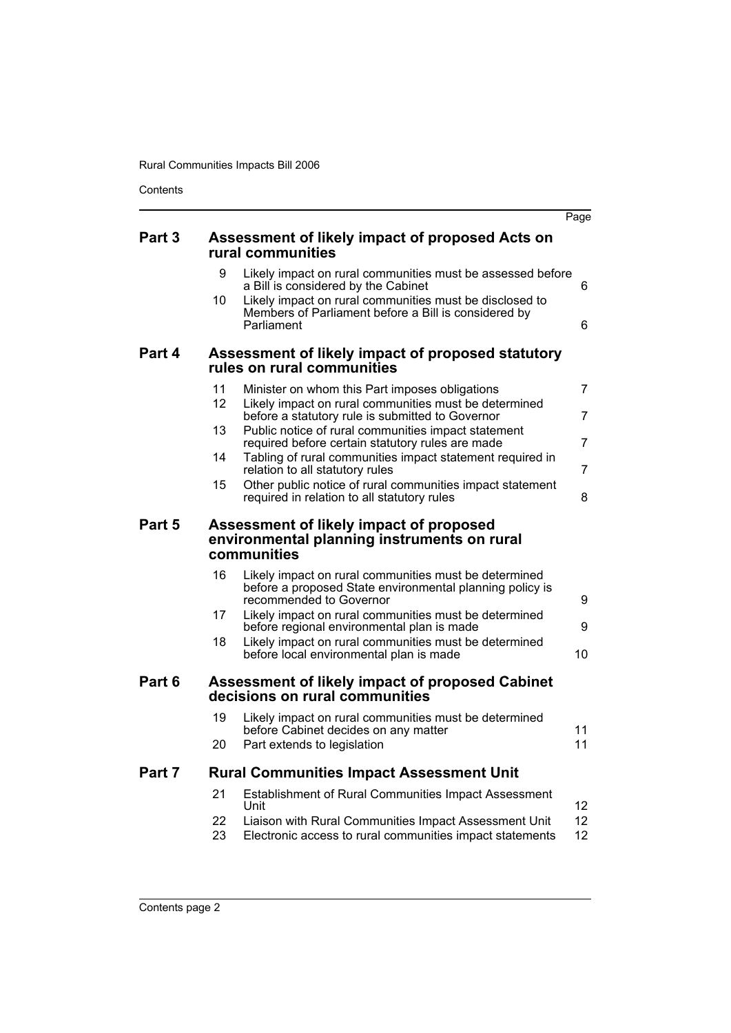| | | | Page |
|---|---|---|---|
| **Part 3** | | **Assessment of likely impact of proposed Acts on rural communities** | |
| | 9 | Likely impact on rural communities must be assessed before a Bill is considered by the Cabinet | 6 |
| | 10 | Likely impact on rural communities must be disclosed to Members of Parliament before a Bill is considered by Parliament | 6 |
| **Part 4** | | **Assessment of likely impact of proposed statutory rules on rural communities** | |
| | 11 | Minister on whom this Part imposes obligations | 7 |
| | 12 | Likely impact on rural communities must be determined before a statutory rule is submitted to Governor | 7 |
| | 13 | Public notice of rural communities impact statement required before certain statutory rules are made | 7 |
| | 14 | Tabling of rural communities impact statement required in relation to all statutory rules | 7 |
| | 15 | Other public notice of rural communities impact statement required in relation to all statutory rules | 8 |
| **Part 5** | | **Assessment of likely impact of proposed environmental planning instruments on rural communities** | |
| | 16 | Likely impact on rural communities must be determined before a proposed State environmental planning policy is recommended to Governor | 9 |
| | 17 | Likely impact on rural communities must be determined before regional environmental plan is made | 9 |
| | 18 | Likely impact on rural communities must be determined before local environmental plan is made | 10 |
| **Part 6** | | **Assessment of likely impact of proposed Cabinet decisions on rural communities** | |
| | 19 | Likely impact on rural communities must be determined before Cabinet decides on any matter | 11 |
| | 20 | Part extends to legislation | 11 |
| **Part 7** | | **Rural Communities Impact Assessment Unit** | |
| | 21 | Establishment of Rural Communities Impact Assessment Unit | 12 |
| | 22 | Liaison with Rural Communities Impact Assessment Unit | 12 |
| | 23 | Electronic access to rural communities impact statements | 12 |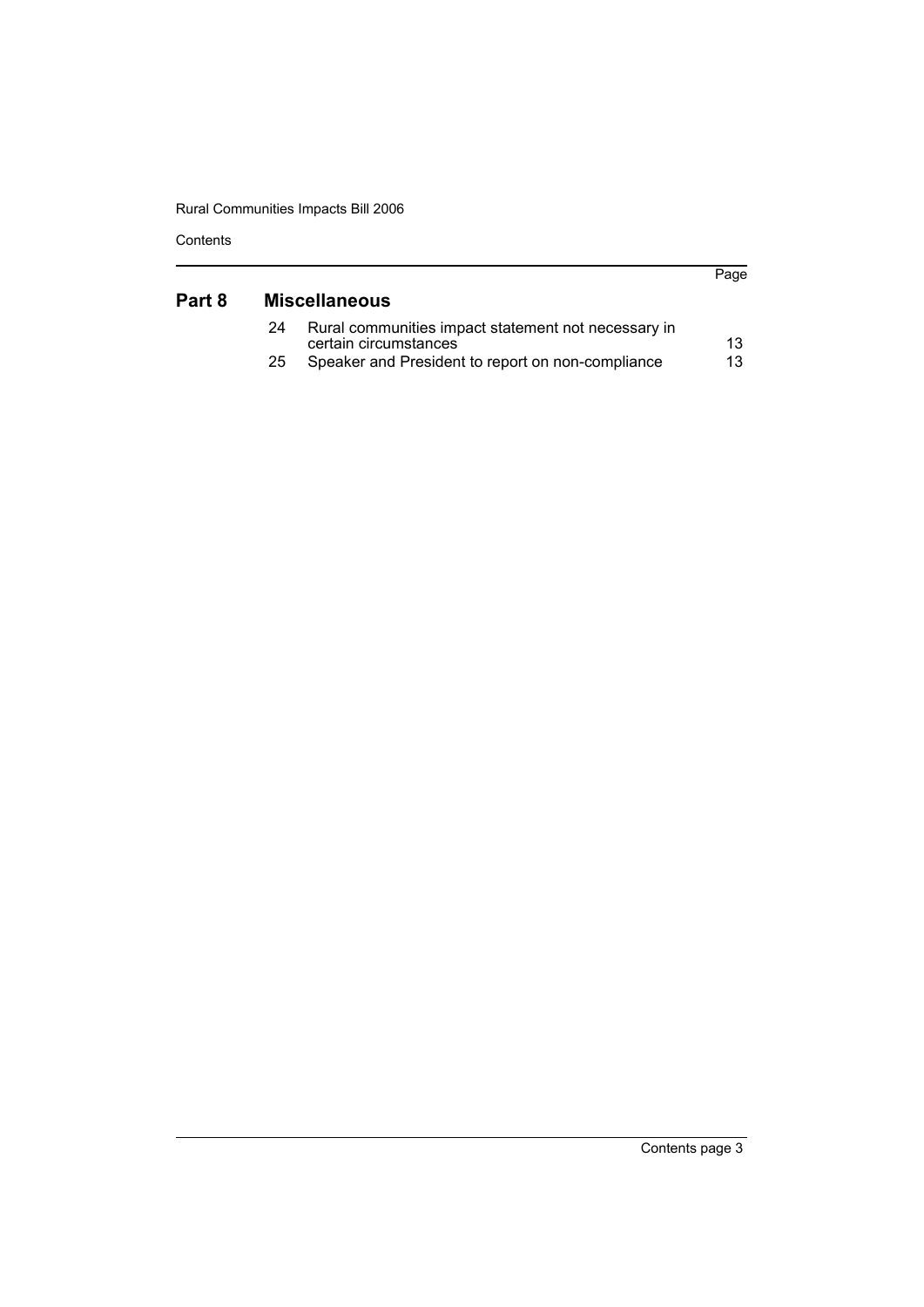## Part 8 Miscellaneous

| | | Page |
|---|---|---|
| 24 | Rural communities impact statement not necessary in certain circumstances | 13 |
| 25 | Speaker and President to report on non-compliance | 13 |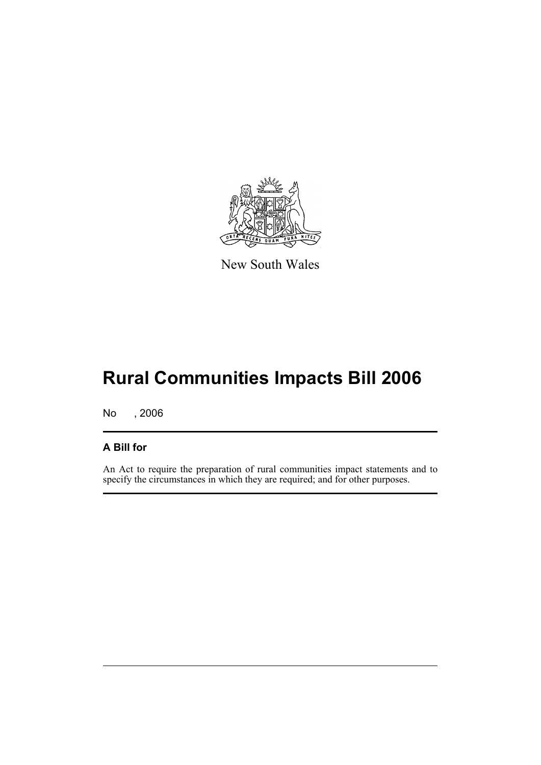New South Wales

# Rural Communities Impacts Bill 2006

No , 2006

## A Bill for

An Act to require the preparation of rural communities impact statements and to specify the circumstances in which they are required; and for other purposes.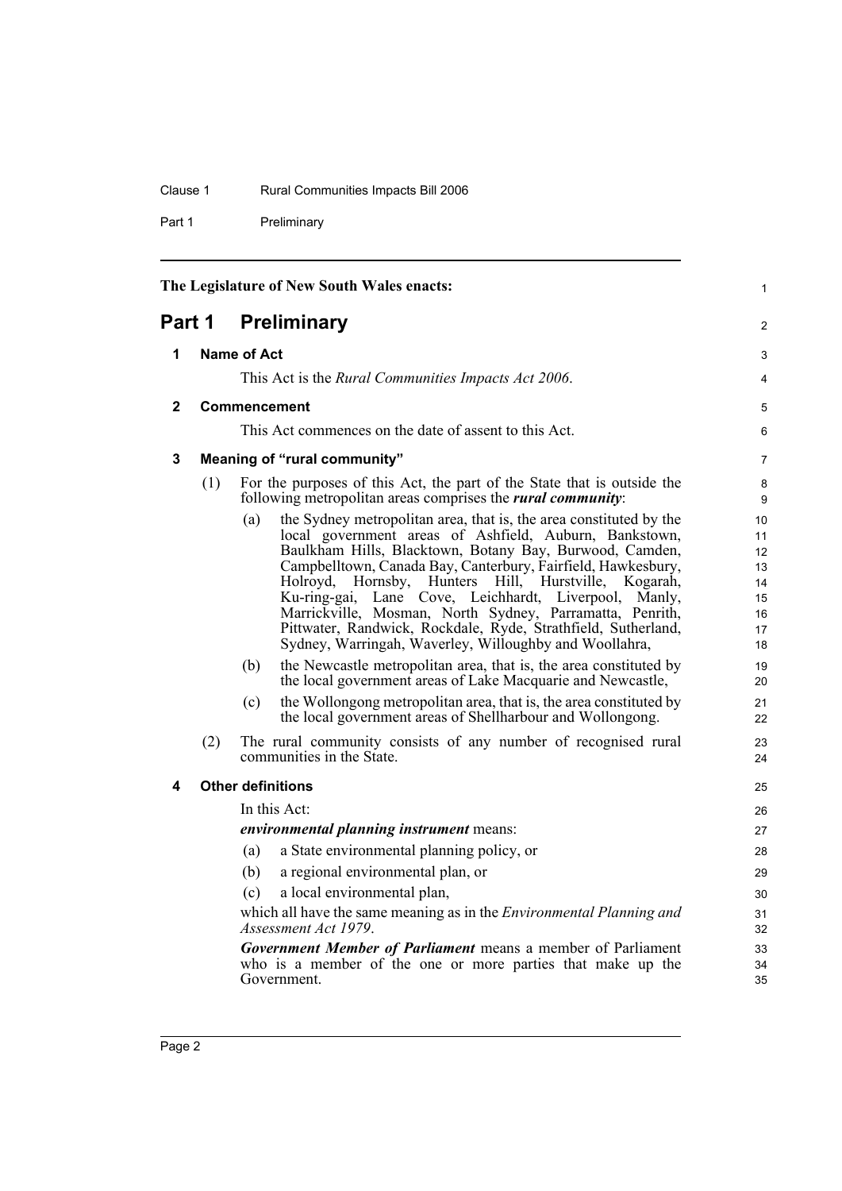The Legislature of New South Wales enacts:

# Part 1 Preliminary

## 1 Name of Act

This Act is the *Rural Communities Impacts Act 2006*.

## 2 Commencement

This Act commences on the date of assent to this Act.

## 3 Meaning of "rural community"

(1) For the purposes of this Act, the part of the State that is outside the following metropolitan areas comprises the ***rural community***:

(a) the Sydney metropolitan area, that is, the area constituted by the local government areas of Ashfield, Auburn, Bankstown, Baulkham Hills, Blacktown, Botany Bay, Burwood, Camden, Campbelltown, Canada Bay, Canterbury, Fairfield, Hawkesbury, Holroyd, Hornsby, Hunters Hill, Hurstville, Kogarah, Ku-ring-gai, Lane Cove, Leichhardt, Liverpool, Manly, Marrickville, Mosman, North Sydney, Parramatta, Penrith, Pittwater, Randwick, Rockdale, Ryde, Strathfield, Sutherland, Sydney, Warringah, Waverley, Willoughby and Woollahra,

(b) the Newcastle metropolitan area, that is, the area constituted by the local government areas of Lake Macquarie and Newcastle,

(c) the Wollongong metropolitan area, that is, the area constituted by the local government areas of Shellharbour and Wollongong.

(2) The rural community consists of any number of recognised rural communities in the State.

## 4 Other definitions

In this Act:

***environmental planning instrument*** means:

(a) a State environmental planning policy, or

(b) a regional environmental plan, or

(c) a local environmental plan,

which all have the same meaning as in the *Environmental Planning and Assessment Act 1979*.

***Government Member of Parliament*** means a member of Parliament who is a member of the one or more parties that make up the Government.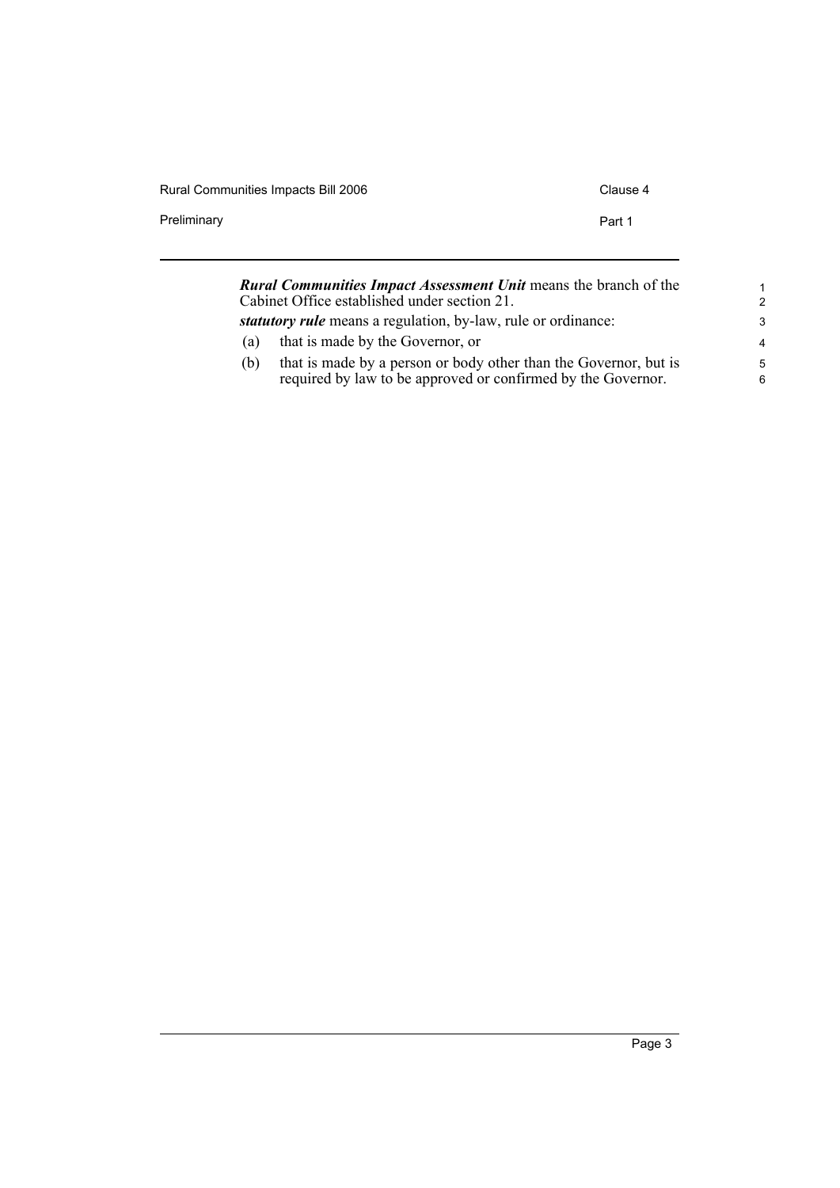***Rural Communities Impact Assessment Unit*** means the branch of the Cabinet Office established under section 21.

***statutory rule*** means a regulation, by-law, rule or ordinance:

(a) that is made by the Governor, or

(b) that is made by a person or body other than the Governor, but is required by law to be approved or confirmed by the Governor.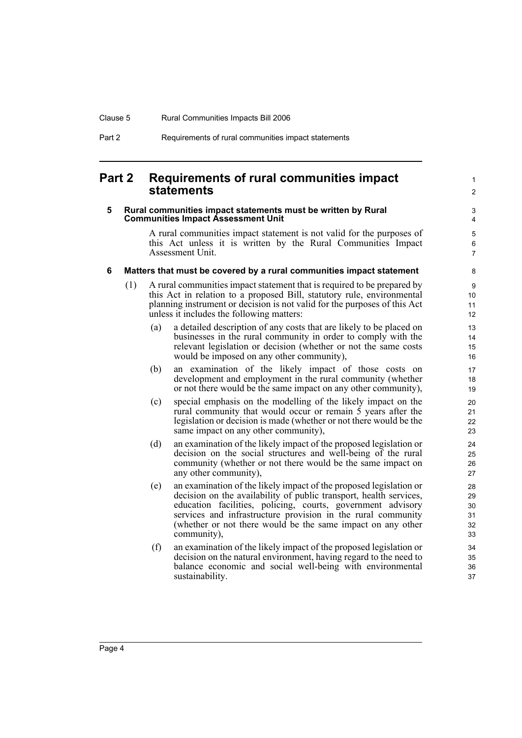# Part 2 Requirements of rural communities impact statements

## 5 Rural communities impact statements must be written by Rural Communities Impact Assessment Unit

A rural communities impact statement is not valid for the purposes of this Act unless it is written by the Rural Communities Impact Assessment Unit.

## 6 Matters that must be covered by a rural communities impact statement

(1) A rural communities impact statement that is required to be prepared by this Act in relation to a proposed Bill, statutory rule, environmental planning instrument or decision is not valid for the purposes of this Act unless it includes the following matters:

(a) a detailed description of any costs that are likely to be placed on businesses in the rural community in order to comply with the relevant legislation or decision (whether or not the same costs would be imposed on any other community),

(b) an examination of the likely impact of those costs on development and employment in the rural community (whether or not there would be the same impact on any other community),

(c) special emphasis on the modelling of the likely impact on the rural community that would occur or remain 5 years after the legislation or decision is made (whether or not there would be the same impact on any other community),

(d) an examination of the likely impact of the proposed legislation or decision on the social structures and well-being of the rural community (whether or not there would be the same impact on any other community),

(e) an examination of the likely impact of the proposed legislation or decision on the availability of public transport, health services, education facilities, policing, courts, government advisory services and infrastructure provision in the rural community (whether or not there would be the same impact on any other community),

(f) an examination of the likely impact of the proposed legislation or decision on the natural environment, having regard to the need to balance economic and social well-being with environmental sustainability.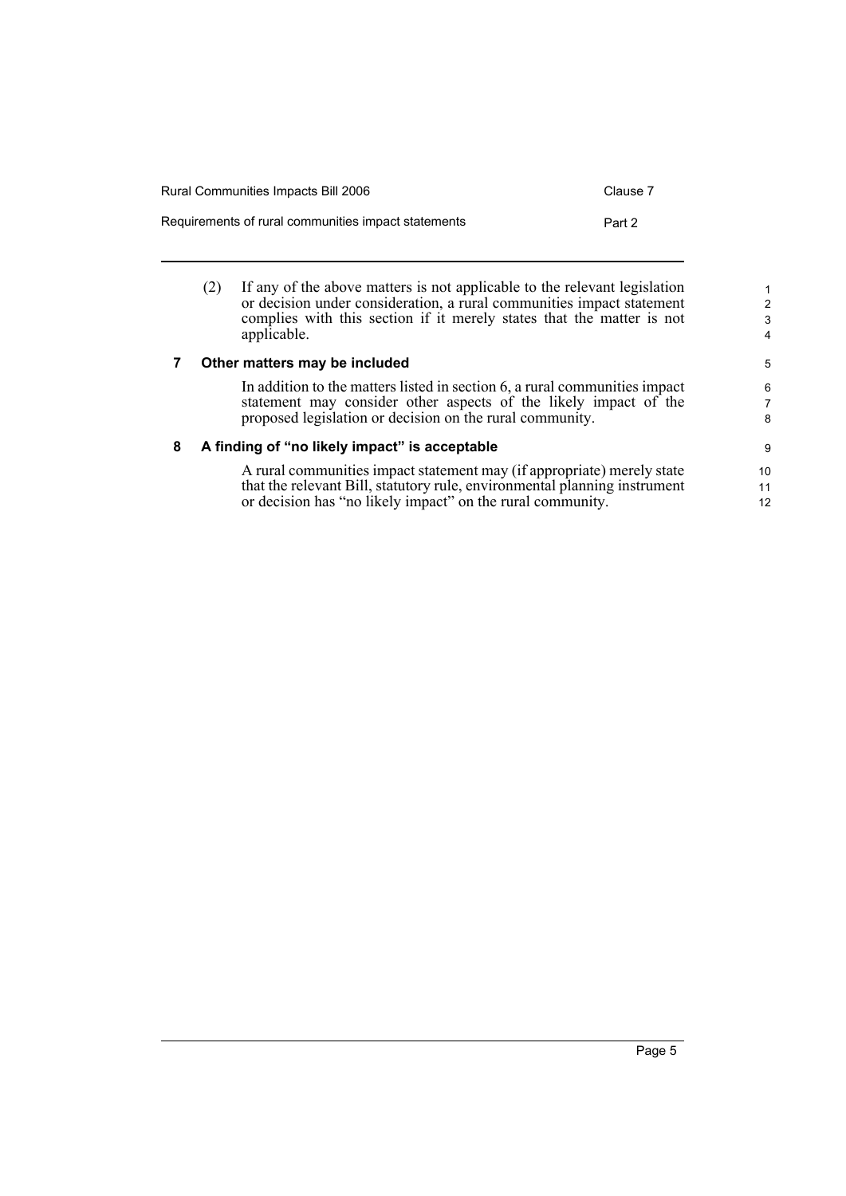(2) If any of the above matters is not applicable to the relevant legislation or decision under consideration, a rural communities impact statement complies with this section if it merely states that the matter is not applicable.

### 7 Other matters may be included

In addition to the matters listed in section 6, a rural communities impact statement may consider other aspects of the likely impact of the proposed legislation or decision on the rural community.

### 8 A finding of "no likely impact" is acceptable

A rural communities impact statement may (if appropriate) merely state that the relevant Bill, statutory rule, environmental planning instrument or decision has "no likely impact" on the rural community.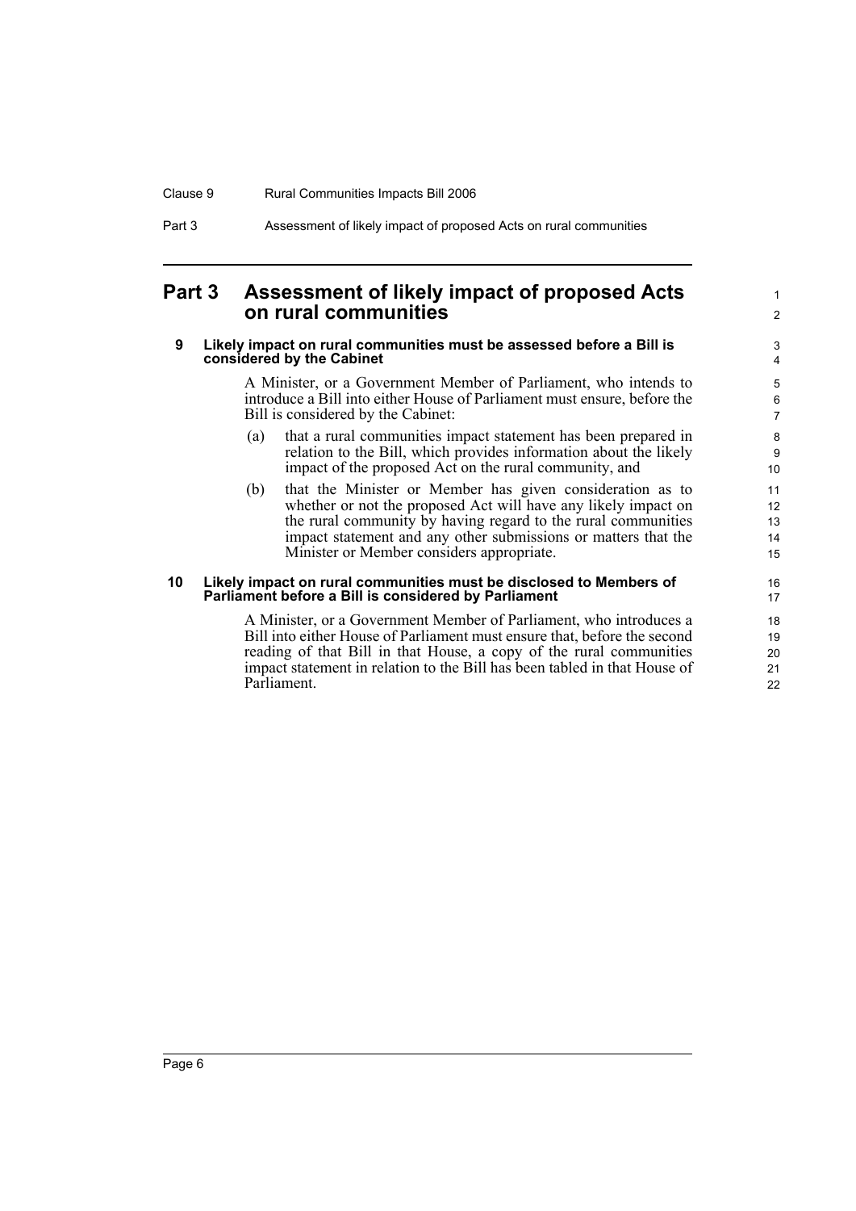# Part 3 Assessment of likely impact of proposed Acts on rural communities

### 9 Likely impact on rural communities must be assessed before a Bill is considered by the Cabinet

A Minister, or a Government Member of Parliament, who intends to introduce a Bill into either House of Parliament must ensure, before the Bill is considered by the Cabinet:

(a) that a rural communities impact statement has been prepared in relation to the Bill, which provides information about the likely impact of the proposed Act on the rural community, and

(b) that the Minister or Member has given consideration as to whether or not the proposed Act will have any likely impact on the rural community by having regard to the rural communities impact statement and any other submissions or matters that the Minister or Member considers appropriate.

### 10 Likely impact on rural communities must be disclosed to Members of Parliament before a Bill is considered by Parliament

A Minister, or a Government Member of Parliament, who introduces a Bill into either House of Parliament must ensure that, before the second reading of that Bill in that House, a copy of the rural communities impact statement in relation to the Bill has been tabled in that House of Parliament.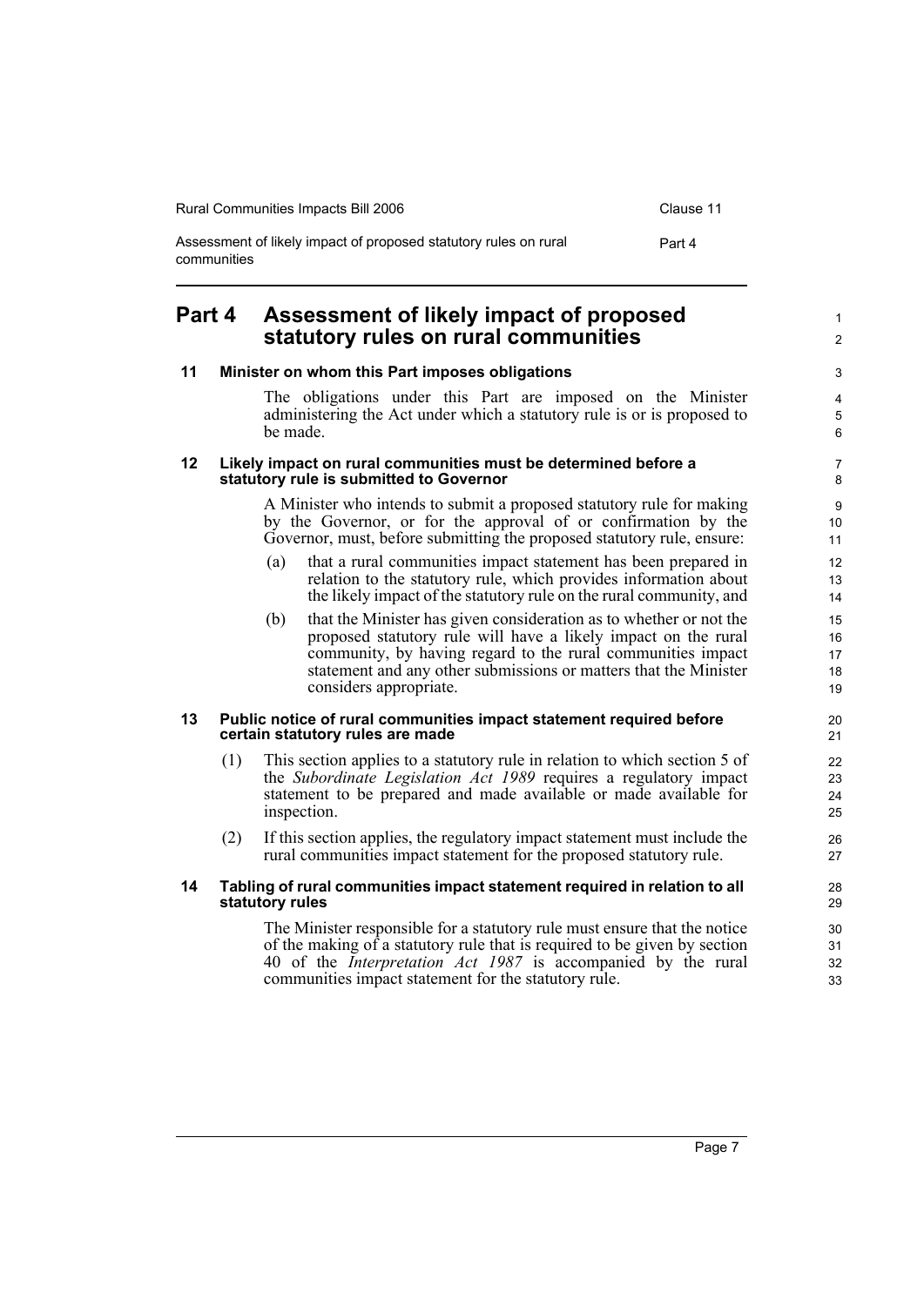## Part 4 Assessment of likely impact of proposed statutory rules on rural communities

### 11 Minister on whom this Part imposes obligations

The obligations under this Part are imposed on the Minister administering the Act under which a statutory rule is or is proposed to be made.

### 12 Likely impact on rural communities must be determined before a statutory rule is submitted to Governor

A Minister who intends to submit a proposed statutory rule for making by the Governor, or for the approval of or confirmation by the Governor, must, before submitting the proposed statutory rule, ensure:

(a) that a rural communities impact statement has been prepared in relation to the statutory rule, which provides information about the likely impact of the statutory rule on the rural community, and

(b) that the Minister has given consideration as to whether or not the proposed statutory rule will have a likely impact on the rural community, by having regard to the rural communities impact statement and any other submissions or matters that the Minister considers appropriate.

### 13 Public notice of rural communities impact statement required before certain statutory rules are made

(1) This section applies to a statutory rule in relation to which section 5 of the *Subordinate Legislation Act 1989* requires a regulatory impact statement to be prepared and made available or made available for inspection.

(2) If this section applies, the regulatory impact statement must include the rural communities impact statement for the proposed statutory rule.

### 14 Tabling of rural communities impact statement required in relation to all statutory rules

The Minister responsible for a statutory rule must ensure that the notice of the making of a statutory rule that is required to be given by section 40 of the *Interpretation Act 1987* is accompanied by the rural communities impact statement for the statutory rule.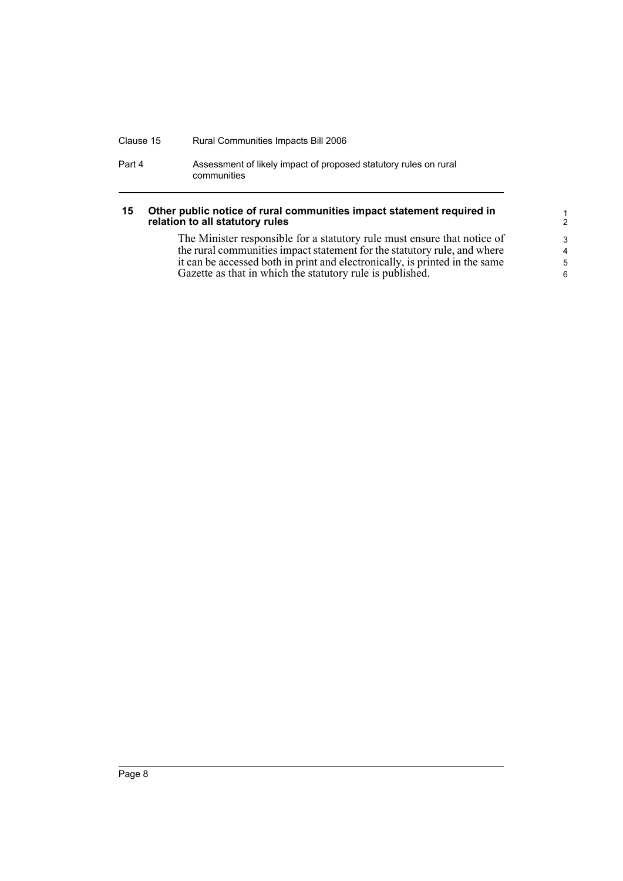### 15 Other public notice of rural communities impact statement required in relation to all statutory rules

The Minister responsible for a statutory rule must ensure that notice of the rural communities impact statement for the statutory rule, and where it can be accessed both in print and electronically, is printed in the same Gazette as that in which the statutory rule is published.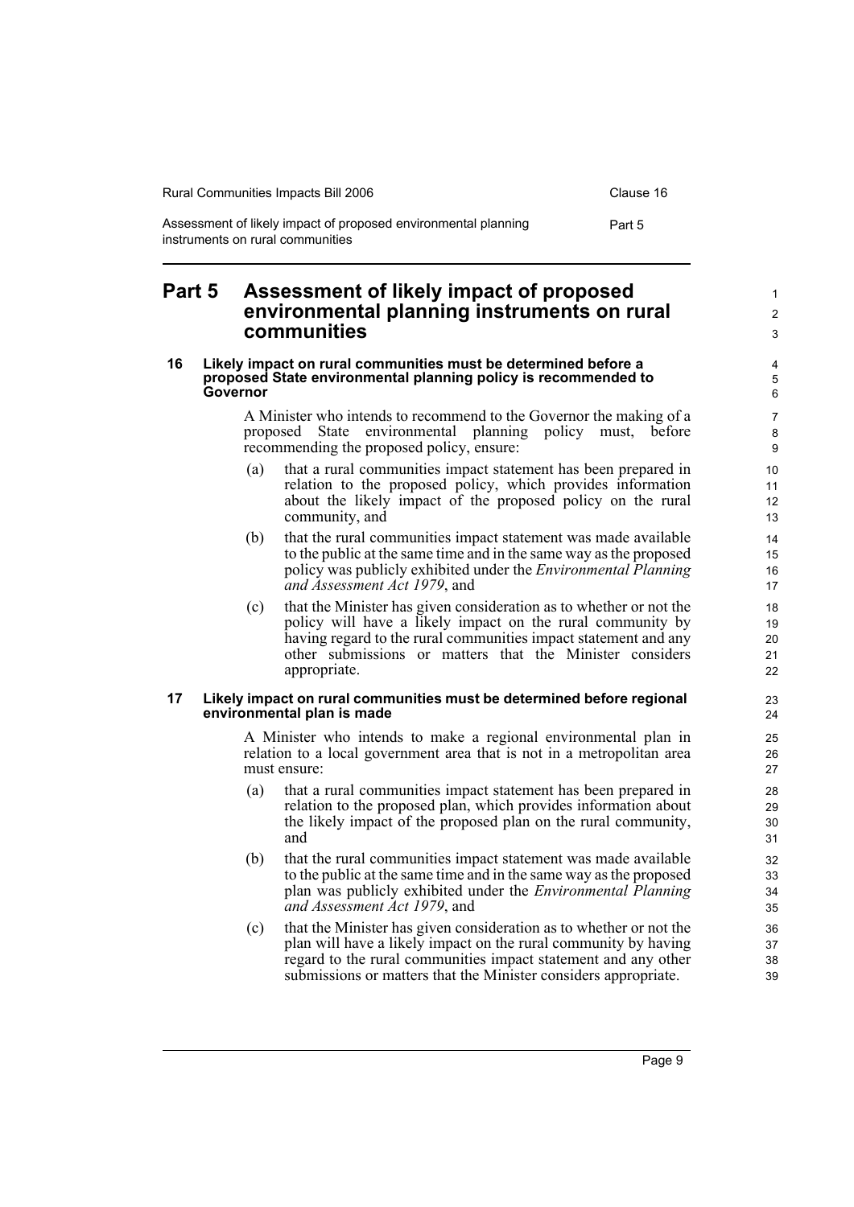# Part 5 Assessment of likely impact of proposed environmental planning instruments on rural communities

### 16 Likely impact on rural communities must be determined before a proposed State environmental planning policy is recommended to Governor

A Minister who intends to recommend to the Governor the making of a proposed State environmental planning policy must, before recommending the proposed policy, ensure:

(a) that a rural communities impact statement has been prepared in relation to the proposed policy, which provides information about the likely impact of the proposed policy on the rural community, and

(b) that the rural communities impact statement was made available to the public at the same time and in the same way as the proposed policy was publicly exhibited under the *Environmental Planning and Assessment Act 1979*, and

(c) that the Minister has given consideration as to whether or not the policy will have a likely impact on the rural community by having regard to the rural communities impact statement and any other submissions or matters that the Minister considers appropriate.

### 17 Likely impact on rural communities must be determined before regional environmental plan is made

A Minister who intends to make a regional environmental plan in relation to a local government area that is not in a metropolitan area must ensure:

(a) that a rural communities impact statement has been prepared in relation to the proposed plan, which provides information about the likely impact of the proposed plan on the rural community, and

(b) that the rural communities impact statement was made available to the public at the same time and in the same way as the proposed plan was publicly exhibited under the *Environmental Planning and Assessment Act 1979*, and

(c) that the Minister has given consideration as to whether or not the plan will have a likely impact on the rural community by having regard to the rural communities impact statement and any other submissions or matters that the Minister considers appropriate.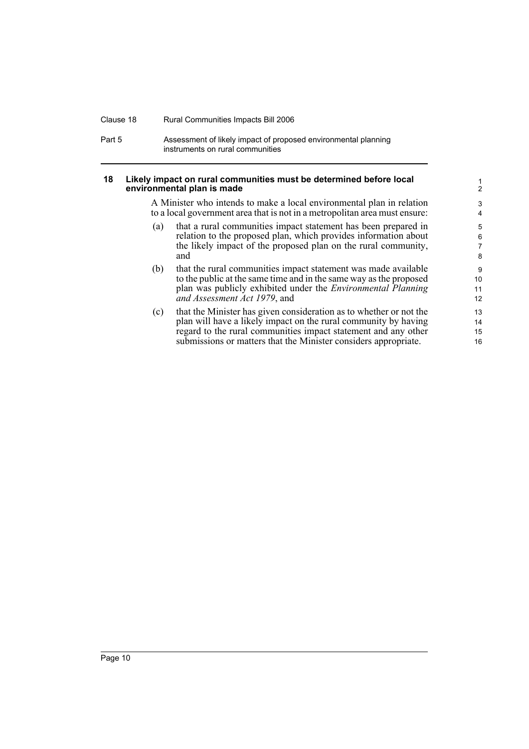## 18 Likely impact on rural communities must be determined before local environmental plan is made

A Minister who intends to make a local environmental plan in relation to a local government area that is not in a metropolitan area must ensure:

(a) that a rural communities impact statement has been prepared in relation to the proposed plan, which provides information about the likely impact of the proposed plan on the rural community, and

(b) that the rural communities impact statement was made available to the public at the same time and in the same way as the proposed plan was publicly exhibited under the *Environmental Planning and Assessment Act 1979*, and

(c) that the Minister has given consideration as to whether or not the plan will have a likely impact on the rural community by having regard to the rural communities impact statement and any other submissions or matters that the Minister considers appropriate.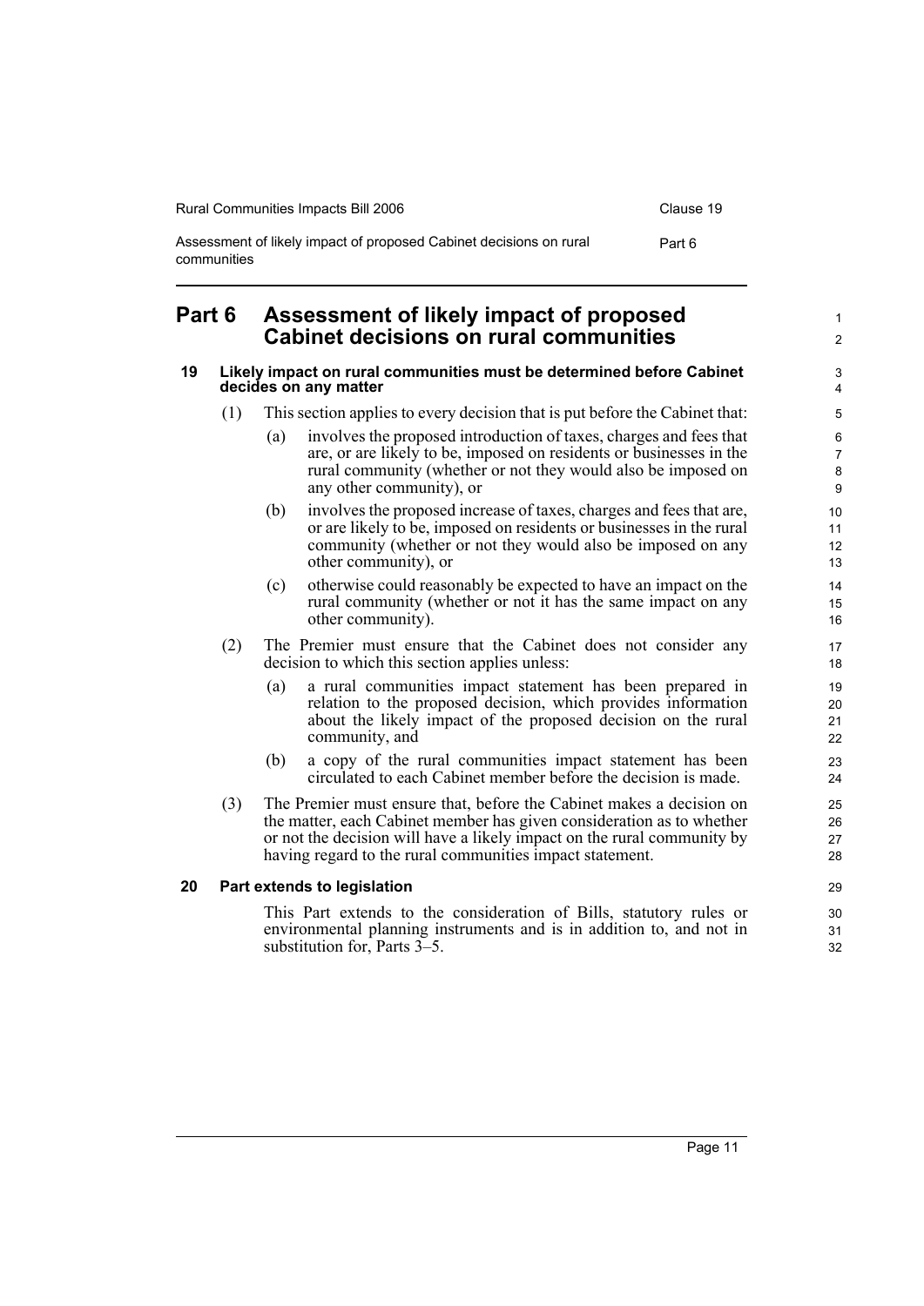# Part 6 Assessment of likely impact of proposed Cabinet decisions on rural communities

### 19 Likely impact on rural communities must be determined before Cabinet decides on any matter

(1) This section applies to every decision that is put before the Cabinet that:

- (a) involves the proposed introduction of taxes, charges and fees that are, or are likely to be, imposed on residents or businesses in the rural community (whether or not they would also be imposed on any other community), or
- (b) involves the proposed increase of taxes, charges and fees that are, or are likely to be, imposed on residents or businesses in the rural community (whether or not they would also be imposed on any other community), or
- (c) otherwise could reasonably be expected to have an impact on the rural community (whether or not it has the same impact on any other community).

(2) The Premier must ensure that the Cabinet does not consider any decision to which this section applies unless:

- (a) a rural communities impact statement has been prepared in relation to the proposed decision, which provides information about the likely impact of the proposed decision on the rural community, and
- (b) a copy of the rural communities impact statement has been circulated to each Cabinet member before the decision is made.

(3) The Premier must ensure that, before the Cabinet makes a decision on the matter, each Cabinet member has given consideration as to whether or not the decision will have a likely impact on the rural community by having regard to the rural communities impact statement.

### 20 Part extends to legislation

This Part extends to the consideration of Bills, statutory rules or environmental planning instruments and is in addition to, and not in substitution for, Parts 3–5.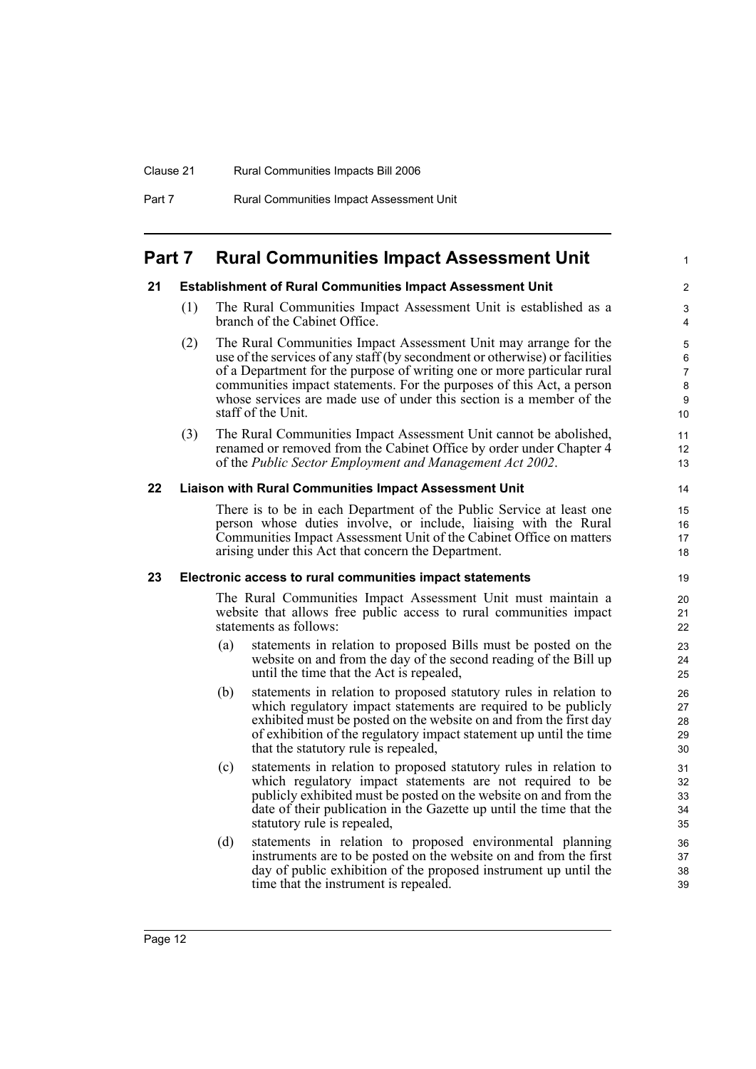# Part 7 Rural Communities Impact Assessment Unit

## 21 Establishment of Rural Communities Impact Assessment Unit

(1) The Rural Communities Impact Assessment Unit is established as a branch of the Cabinet Office.

(2) The Rural Communities Impact Assessment Unit may arrange for the use of the services of any staff (by secondment or otherwise) or facilities of a Department for the purpose of writing one or more particular rural communities impact statements. For the purposes of this Act, a person whose services are made use of under this section is a member of the staff of the Unit.

(3) The Rural Communities Impact Assessment Unit cannot be abolished, renamed or removed from the Cabinet Office by order under Chapter 4 of the *Public Sector Employment and Management Act 2002*.

## 22 Liaison with Rural Communities Impact Assessment Unit

There is to be in each Department of the Public Service at least one person whose duties involve, or include, liaising with the Rural Communities Impact Assessment Unit of the Cabinet Office on matters arising under this Act that concern the Department.

## 23 Electronic access to rural communities impact statements

The Rural Communities Impact Assessment Unit must maintain a website that allows free public access to rural communities impact statements as follows:

(a) statements in relation to proposed Bills must be posted on the website on and from the day of the second reading of the Bill up until the time that the Act is repealed,

(b) statements in relation to proposed statutory rules in relation to which regulatory impact statements are required to be publicly exhibited must be posted on the website on and from the first day of exhibition of the regulatory impact statement up until the time that the statutory rule is repealed,

(c) statements in relation to proposed statutory rules in relation to which regulatory impact statements are not required to be publicly exhibited must be posted on the website on and from the date of their publication in the Gazette up until the time that the statutory rule is repealed,

(d) statements in relation to proposed environmental planning instruments are to be posted on the website on and from the first day of public exhibition of the proposed instrument up until the time that the instrument is repealed.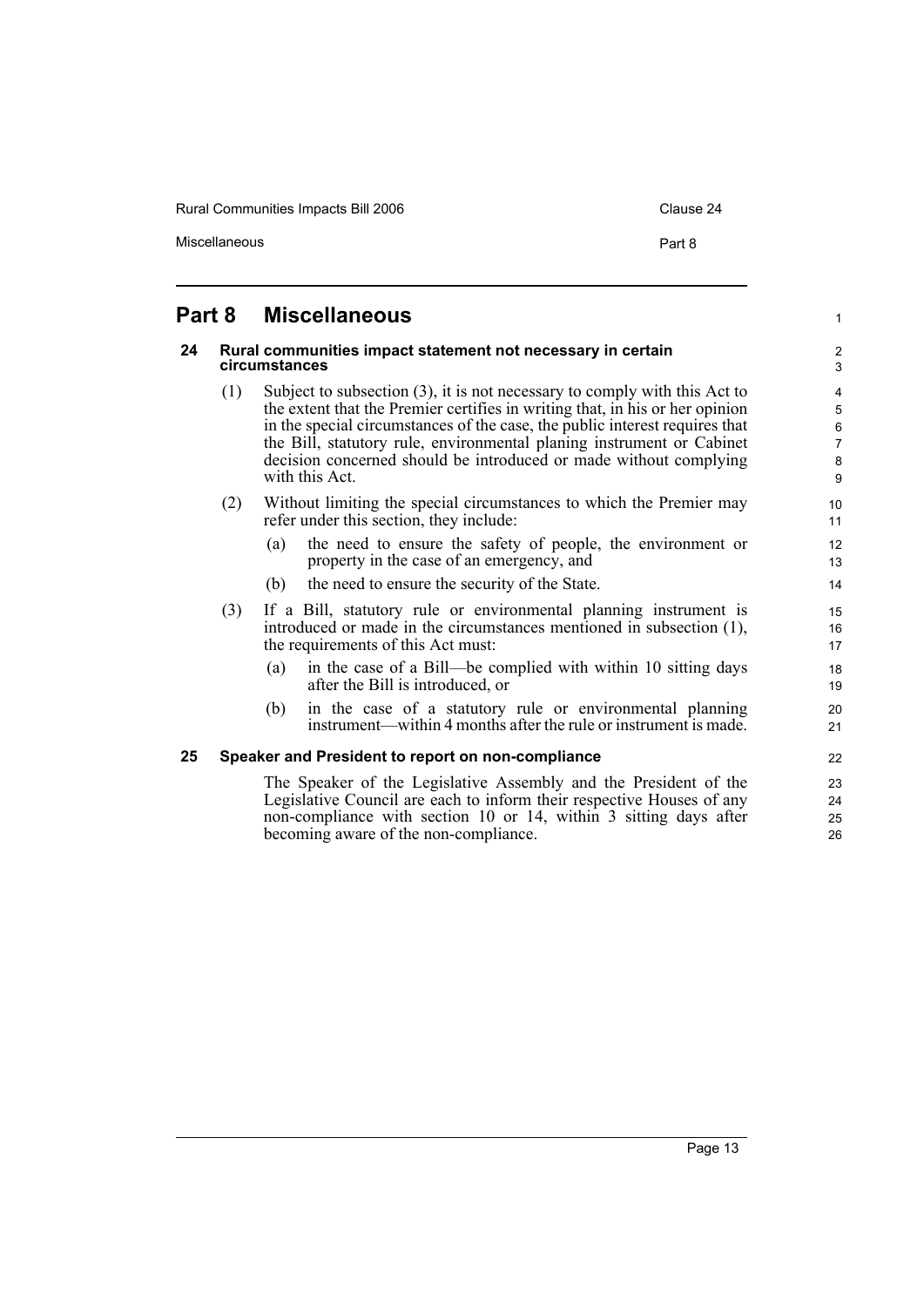## Part 8 Miscellaneous

### 24 Rural communities impact statement not necessary in certain circumstances

(1) Subject to subsection (3), it is not necessary to comply with this Act to the extent that the Premier certifies in writing that, in his or her opinion in the special circumstances of the case, the public interest requires that the Bill, statutory rule, environmental planing instrument or Cabinet decision concerned should be introduced or made without complying with this Act.

(2) Without limiting the special circumstances to which the Premier may refer under this section, they include:

- (a) the need to ensure the safety of people, the environment or property in the case of an emergency, and
- (b) the need to ensure the security of the State.

(3) If a Bill, statutory rule or environmental planning instrument is introduced or made in the circumstances mentioned in subsection (1), the requirements of this Act must:

- (a) in the case of a Bill—be complied with within 10 sitting days after the Bill is introduced, or
- (b) in the case of a statutory rule or environmental planning instrument—within 4 months after the rule or instrument is made.

### 25 Speaker and President to report on non-compliance

The Speaker of the Legislative Assembly and the President of the Legislative Council are each to inform their respective Houses of any non-compliance with section 10 or 14, within 3 sitting days after becoming aware of the non-compliance.